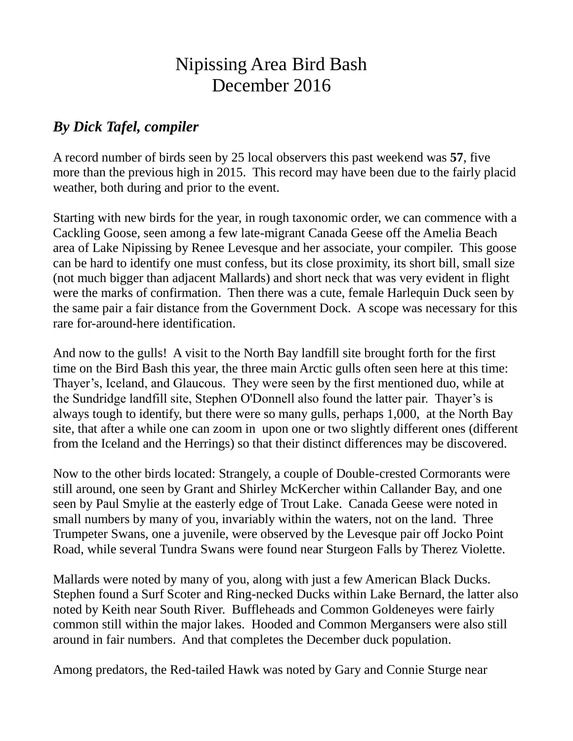# Nipissing Area Bird Bash
# December 2016

## *By Dick Tafel, compiler*

A record number of birds seen by 25 local observers this past weekend was **57**, five more than the previous high in 2015. This record may have been due to the fairly placid weather, both during and prior to the event.

Starting with new birds for the year, in rough taxonomic order, we can commence with a Cackling Goose, seen among a few late-migrant Canada Geese off the Amelia Beach area of Lake Nipissing by Renee Levesque and her associate, your compiler. This goose can be hard to identify one must confess, but its close proximity, its short bill, small size (not much bigger than adjacent Mallards) and short neck that was very evident in flight were the marks of confirmation. Then there was a cute, female Harlequin Duck seen by the same pair a fair distance from the Government Dock. A scope was necessary for this rare for-around-here identification.

And now to the gulls! A visit to the North Bay landfill site brought forth for the first time on the Bird Bash this year, the three main Arctic gulls often seen here at this time: Thayer's, Iceland, and Glaucous. They were seen by the first mentioned duo, while at the Sundridge landfill site, Stephen O'Donnell also found the latter pair. Thayer's is always tough to identify, but there were so many gulls, perhaps 1,000, at the North Bay site, that after a while one can zoom in upon one or two slightly different ones (different from the Iceland and the Herrings) so that their distinct differences may be discovered.

Now to the other birds located: Strangely, a couple of Double-crested Cormorants were still around, one seen by Grant and Shirley McKercher within Callander Bay, and one seen by Paul Smylie at the easterly edge of Trout Lake. Canada Geese were noted in small numbers by many of you, invariably within the waters, not on the land. Three Trumpeter Swans, one a juvenile, were observed by the Levesque pair off Jocko Point Road, while several Tundra Swans were found near Sturgeon Falls by Therez Violette.

Mallards were noted by many of you, along with just a few American Black Ducks. Stephen found a Surf Scoter and Ring-necked Ducks within Lake Bernard, the latter also noted by Keith near South River. Buffleheads and Common Goldeneyes were fairly common still within the major lakes. Hooded and Common Mergansers were also still around in fair numbers. And that completes the December duck population.

Among predators, the Red-tailed Hawk was noted by Gary and Connie Sturge near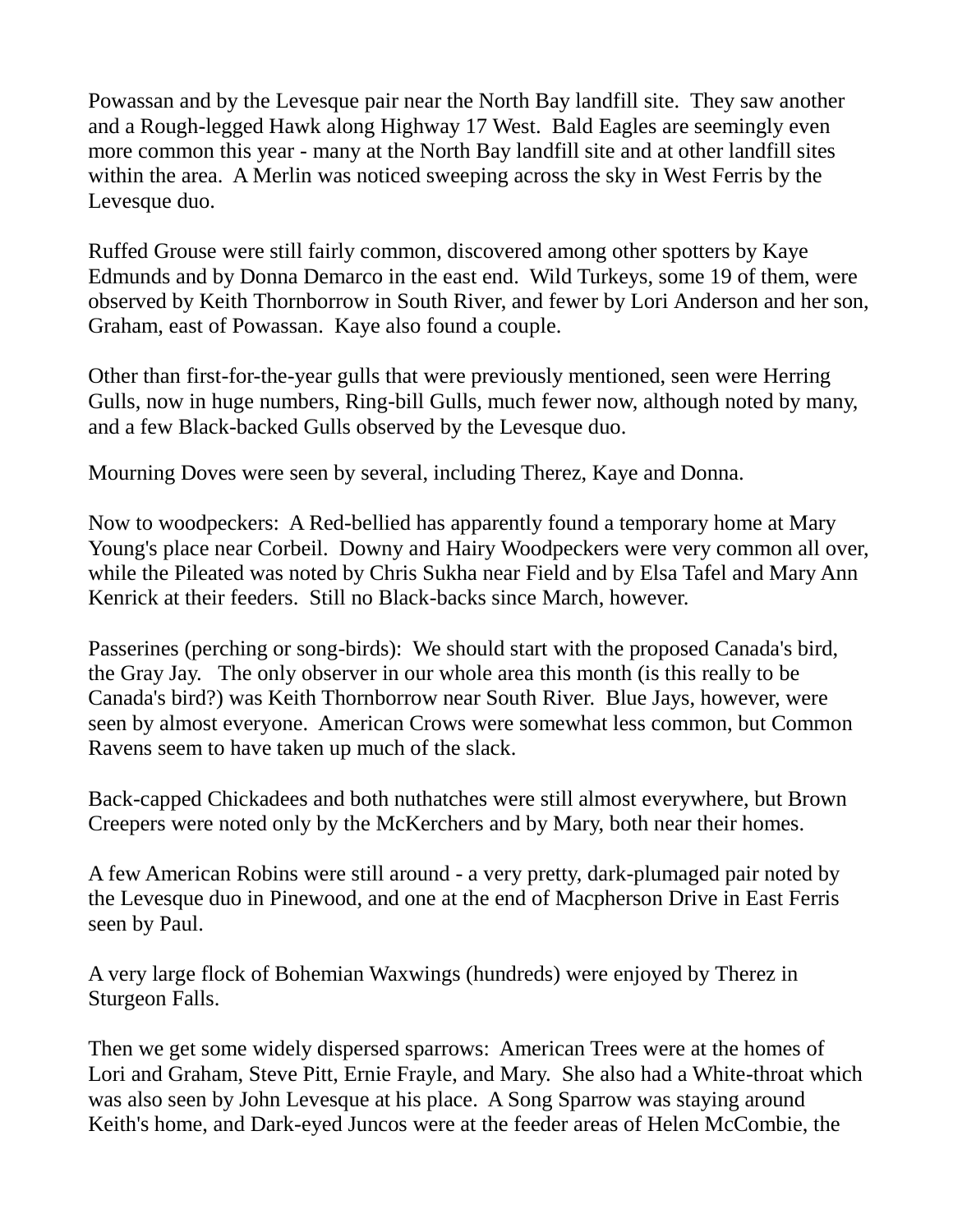Powassan and by the Levesque pair near the North Bay landfill site. They saw another and a Rough-legged Hawk along Highway 17 West. Bald Eagles are seemingly even more common this year - many at the North Bay landfill site and at other landfill sites within the area. A Merlin was noticed sweeping across the sky in West Ferris by the Levesque duo.

Ruffed Grouse were still fairly common, discovered among other spotters by Kaye Edmunds and by Donna Demarco in the east end. Wild Turkeys, some 19 of them, were observed by Keith Thornborrow in South River, and fewer by Lori Anderson and her son, Graham, east of Powassan. Kaye also found a couple.

Other than first-for-the-year gulls that were previously mentioned, seen were Herring Gulls, now in huge numbers, Ring-bill Gulls, much fewer now, although noted by many, and a few Black-backed Gulls observed by the Levesque duo.

Mourning Doves were seen by several, including Therez, Kaye and Donna.

Now to woodpeckers: A Red-bellied has apparently found a temporary home at Mary Young's place near Corbeil. Downy and Hairy Woodpeckers were very common all over, while the Pileated was noted by Chris Sukha near Field and by Elsa Tafel and Mary Ann Kenrick at their feeders. Still no Black-backs since March, however.

Passerines (perching or song-birds): We should start with the proposed Canada's bird, the Gray Jay. The only observer in our whole area this month (is this really to be Canada's bird?) was Keith Thornborrow near South River. Blue Jays, however, were seen by almost everyone. American Crows were somewhat less common, but Common Ravens seem to have taken up much of the slack.

Back-capped Chickadees and both nuthatches were still almost everywhere, but Brown Creepers were noted only by the McKerchers and by Mary, both near their homes.

A few American Robins were still around - a very pretty, dark-plumaged pair noted by the Levesque duo in Pinewood, and one at the end of Macpherson Drive in East Ferris seen by Paul.

A very large flock of Bohemian Waxwings (hundreds) were enjoyed by Therez in Sturgeon Falls.

Then we get some widely dispersed sparrows: American Trees were at the homes of Lori and Graham, Steve Pitt, Ernie Frayle, and Mary. She also had a White-throat which was also seen by John Levesque at his place. A Song Sparrow was staying around Keith's home, and Dark-eyed Juncos were at the feeder areas of Helen McCombie, the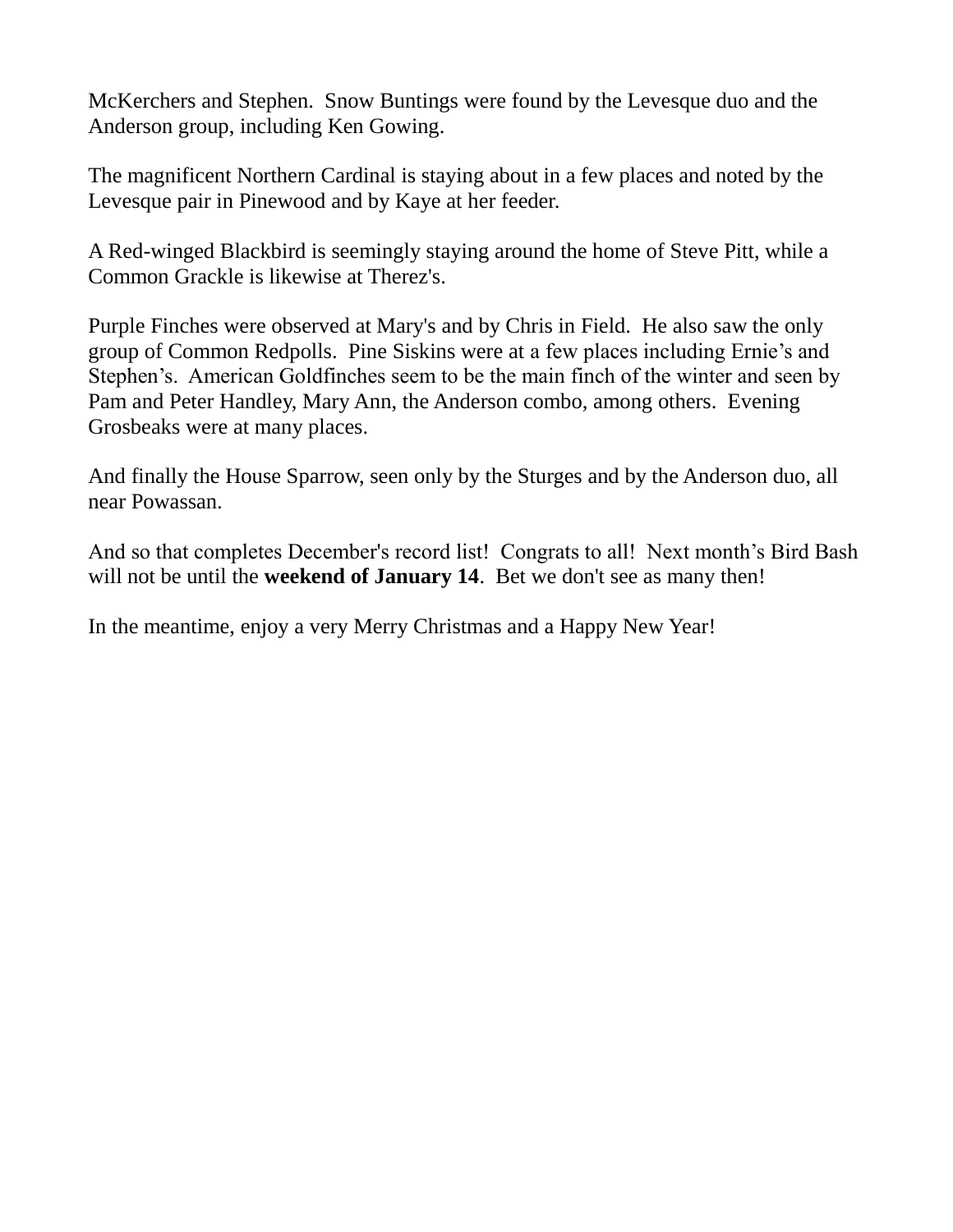McKerchers and Stephen. Snow Buntings were found by the Levesque duo and the Anderson group, including Ken Gowing.

The magnificent Northern Cardinal is staying about in a few places and noted by the Levesque pair in Pinewood and by Kaye at her feeder.

A Red-winged Blackbird is seemingly staying around the home of Steve Pitt, while a Common Grackle is likewise at Therez's.

Purple Finches were observed at Mary's and by Chris in Field. He also saw the only group of Common Redpolls. Pine Siskins were at a few places including Ernie's and Stephen's. American Goldfinches seem to be the main finch of the winter and seen by Pam and Peter Handley, Mary Ann, the Anderson combo, among others. Evening Grosbeaks were at many places.

And finally the House Sparrow, seen only by the Sturges and by the Anderson duo, all near Powassan.

And so that completes December's record list! Congrats to all! Next month's Bird Bash will not be until the **weekend of January 14**. Bet we don't see as many then!

In the meantime, enjoy a very Merry Christmas and a Happy New Year!